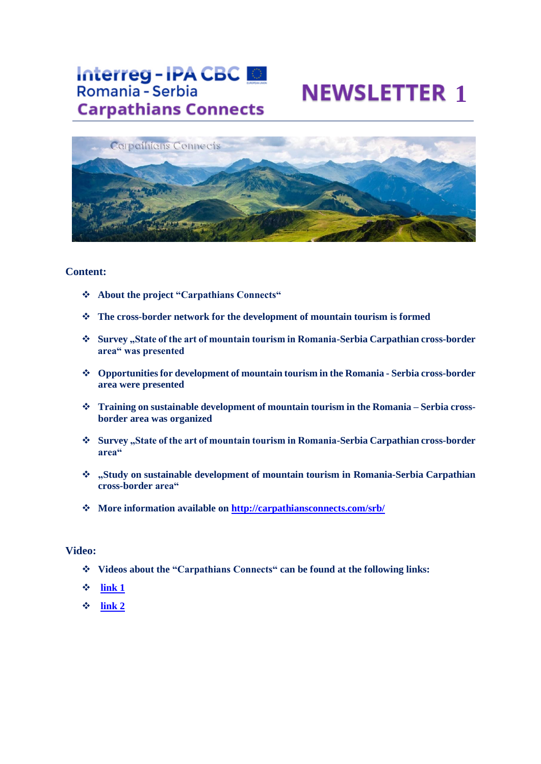Interreg - IPA CBC
Romania - Serbia
Carpathians Connects

# NEWSLETTER 1

**Content:**

- **About the project "Carpathians Connects"**
- **The cross-border network for the development of mountain tourism is formed**
- **Survey „State of the art of mountain tourism in Romania-Serbia Carpathian cross-border area" was presented**
- **Opportunities for development of mountain tourism in the Romania - Serbia cross-border area were presented**
- **Training on sustainable development of mountain tourism in the Romania – Serbia cross-border area was organized**
- **Survey „State of the art of mountain tourism in Romania-Serbia Carpathian cross-border area"**
- **„Study on sustainable development of mountain tourism in Romania-Serbia Carpathian cross-border area"**
- **More information available on [http://carpathiansconnects.com/srb/](http://carpathiansconnects.com/srb/)**

**Video:**

- **Videos about the "Carpathians Connects" can be found at the following links:**
- **link 1**
- **link 2**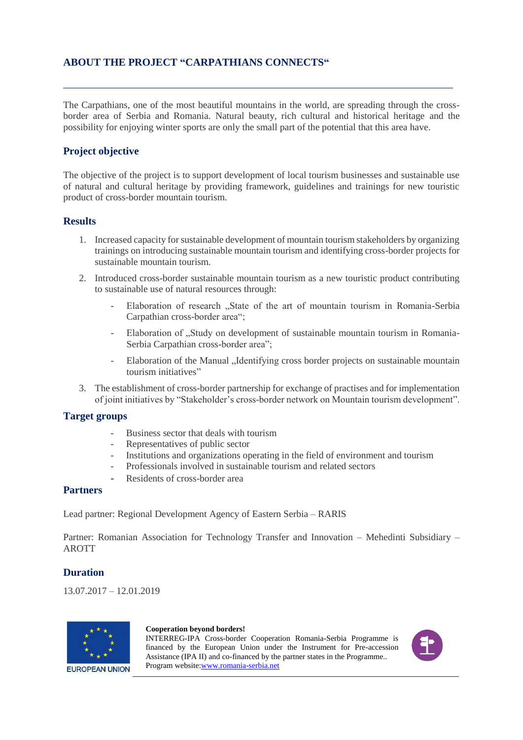# ABOUT THE PROJECT "CARPATHIANS CONNECTS"

The Carpathians, one of the most beautiful mountains in the world, are spreading through the cross-border area of Serbia and Romania. Natural beauty, rich cultural and historical heritage and the possibility for enjoying winter sports are only the small part of the potential that this area have.

## Project objective

The objective of the project is to support development of local tourism businesses and sustainable use of natural and cultural heritage by providing framework, guidelines and trainings for new touristic product of cross-border mountain tourism.

## Results

1. Increased capacity for sustainable development of mountain tourism stakeholders by organizing trainings on introducing sustainable mountain tourism and identifying cross-border projects for sustainable mountain tourism.
2. Introduced cross-border sustainable mountain tourism as a new touristic product contributing to sustainable use of natural resources through:
    - Elaboration of research „State of the art of mountain tourism in Romania-Serbia Carpathian cross-border area";
    - Elaboration of „Study on development of sustainable mountain tourism in Romania-Serbia Carpathian cross-border area";
    - Elaboration of the Manual „Identifying cross border projects on sustainable mountain tourism initiatives"
3. The establishment of cross-border partnership for exchange of practises and for implementation of joint initiatives by "Stakeholder's cross-border network on Mountain tourism development".

## Target groups

- Business sector that deals with tourism
- Representatives of public sector
- Institutions and organizations operating in the field of environment and tourism
- Professionals involved in sustainable tourism and related sectors
- Residents of cross-border area

## Partners

Lead partner: Regional Development Agency of Eastern Serbia – RARIS

Partner: Romanian Association for Technology Transfer and Innovation – Mehedinti Subsidiary – AROTT

## Duration

13.07.2017 – 12.01.2019

**Cooperation beyond borders!**
INTERREG-IPA Cross-border Cooperation Romania-Serbia Programme is financed by the European Union under the Instrument for Pre-accession Assistance (IPA II) and co-financed by the partner states in the Programme..
Program website: www.romania-serbia.net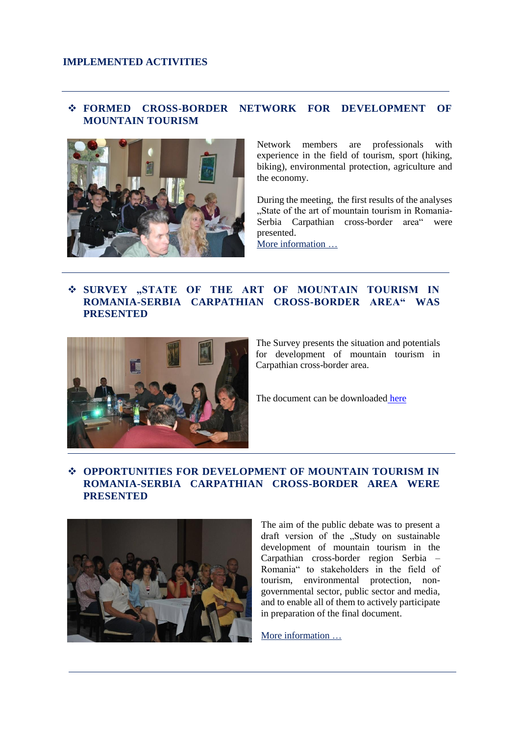## IMPLEMENTED ACTIVITIES

---

### ❖ FORMED CROSS-BORDER NETWORK FOR DEVELOPMENT OF MOUNTAIN TOURISM

Network members are professionals with experience in the field of tourism, sport (hiking, biking), environmental protection, agriculture and the economy.

During the meeting, the first results of the analyses „State of the art of mountain tourism in Romania-Serbia Carpathian cross-border area" were presented.

More information …

---

### ❖ SURVEY „STATE OF THE ART OF MOUNTAIN TOURISM IN ROMANIA-SERBIA CARPATHIAN CROSS-BORDER AREA" WAS PRESENTED

The Survey presents the situation and potentials for development of mountain tourism in Carpathian cross-border area.

The document can be downloaded here

---

### ❖ OPPORTUNITIES FOR DEVELOPMENT OF MOUNTAIN TOURISM IN ROMANIA-SERBIA CARPATHIAN CROSS-BORDER AREA WERE PRESENTED

The aim of the public debate was to present a draft version of the „Study on sustainable development of mountain tourism in the Carpathian cross-border region Serbia – Romania" to stakeholders in the field of tourism, environmental protection, non-governmental sector, public sector and media, and to enable all of them to actively participate in preparation of the final document.

More information …

---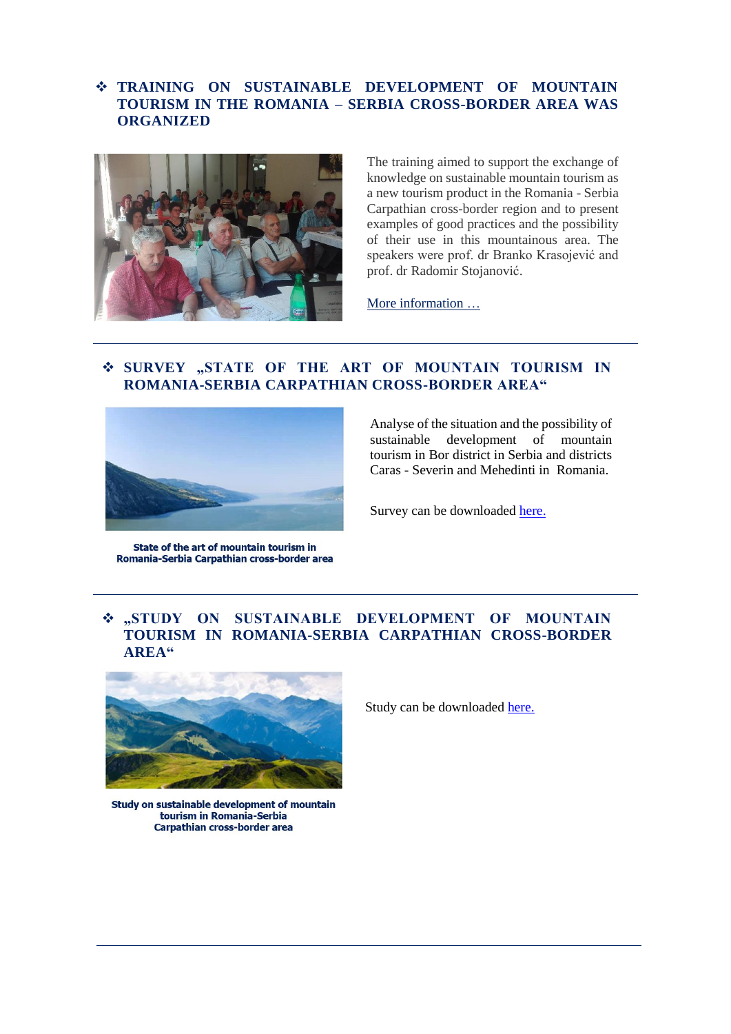- **TRAINING ON SUSTAINABLE DEVELOPMENT OF MOUNTAIN TOURISM IN THE ROMANIA – SERBIA CROSS-BORDER AREA WAS ORGANIZED**

The training aimed to support the exchange of knowledge on sustainable mountain tourism as a new tourism product in the Romania - Serbia Carpathian cross-border region and to present examples of good practices and the possibility of their use in this mountainous area. The speakers were prof. dr Branko Krasojević and prof. dr Radomir Stojanović.

More information …

---

- **SURVEY „STATE OF THE ART OF MOUNTAIN TOURISM IN ROMANIA-SERBIA CARPATHIAN CROSS-BORDER AREA“**

**State of the art of mountain tourism in Romania-Serbia Carpathian cross-border area**

Analyse of the situation and the possibility of sustainable development of mountain tourism in Bor district in Serbia and districts Caras - Severin and Mehedinti in Romania.

Survey can be downloaded here.

---

- **„STUDY ON SUSTAINABLE DEVELOPMENT OF MOUNTAIN TOURISM IN ROMANIA-SERBIA CARPATHIAN CROSS-BORDER AREA“**

**Study on sustainable development of mountain tourism in Romania-Serbia Carpathian cross-border area**

Study can be downloaded here.